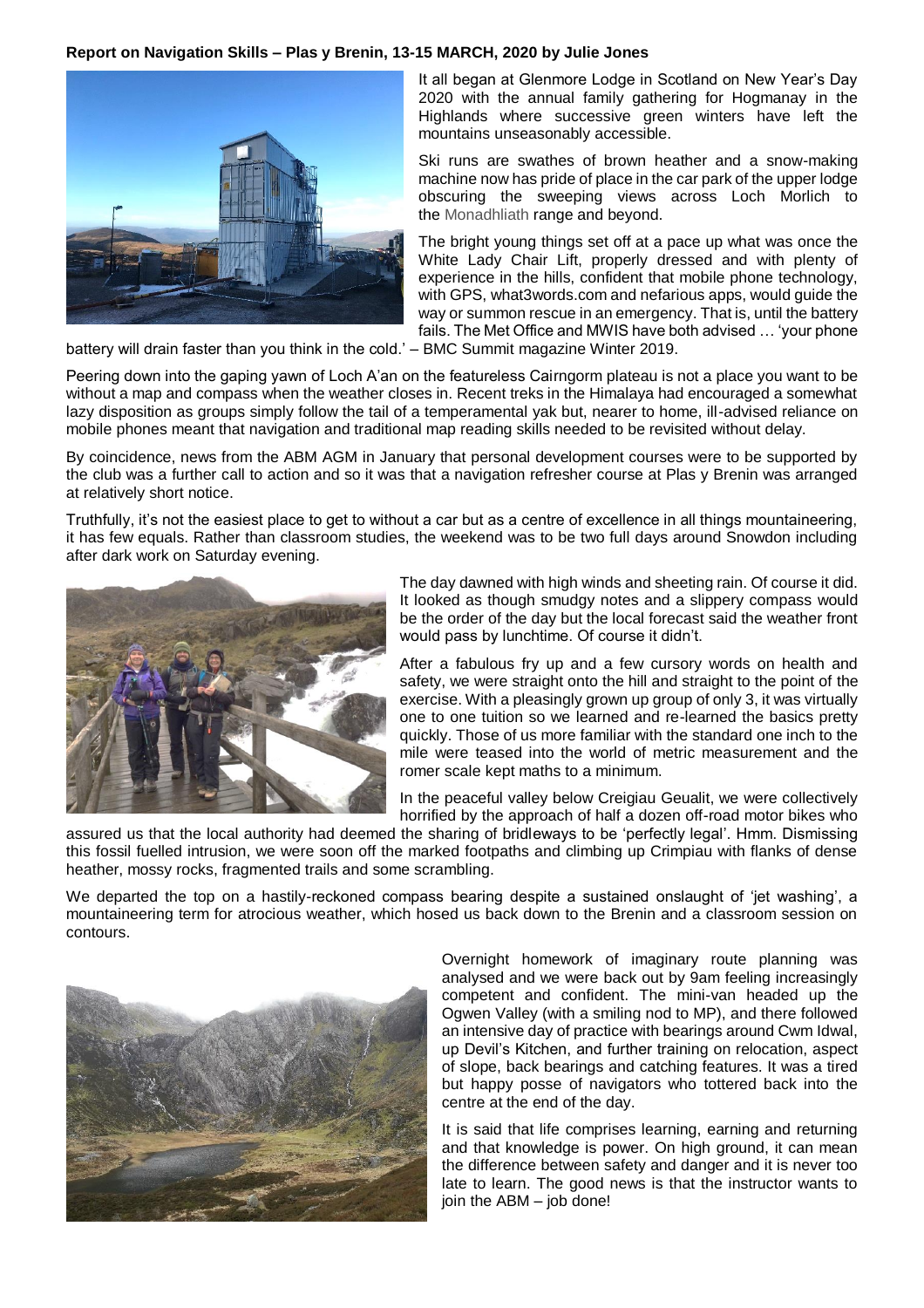**Report on Navigation Skills – Plas y Brenin, 13-15 MARCH, 2020 by Julie Jones**

It all began at Glenmore Lodge in Scotland on New Year's Day 2020 with the annual family gathering for Hogmanay in the Highlands where successive green winters have left the mountains unseasonably accessible.

Ski runs are swathes of brown heather and a snow-making machine now has pride of place in the car park of the upper lodge obscuring the sweeping views across Loch Morlich to the Monadhliath range and beyond.

The bright young things set off at a pace up what was once the White Lady Chair Lift, properly dressed and with plenty of experience in the hills, confident that mobile phone technology, with GPS, what3words.com and nefarious apps, would guide the way or summon rescue in an emergency. That is, until the battery fails. The Met Office and MWIS have both advised … 'your phone battery will drain faster than you think in the cold.' – BMC Summit magazine Winter 2019.

Peering down into the gaping yawn of Loch A'an on the featureless Cairngorm plateau is not a place you want to be without a map and compass when the weather closes in. Recent treks in the Himalaya had encouraged a somewhat lazy disposition as groups simply follow the tail of a temperamental yak but, nearer to home, ill-advised reliance on mobile phones meant that navigation and traditional map reading skills needed to be revisited without delay.

By coincidence, news from the ABM AGM in January that personal development courses were to be supported by the club was a further call to action and so it was that a navigation refresher course at Plas y Brenin was arranged at relatively short notice.

Truthfully, it's not the easiest place to get to without a car but as a centre of excellence in all things mountaineering, it has few equals. Rather than classroom studies, the weekend was to be two full days around Snowdon including after dark work on Saturday evening.

The day dawned with high winds and sheeting rain. Of course it did. It looked as though smudgy notes and a slippery compass would be the order of the day but the local forecast said the weather front would pass by lunchtime. Of course it didn't.

After a fabulous fry up and a few cursory words on health and safety, we were straight onto the hill and straight to the point of the exercise. With a pleasingly grown up group of only 3, it was virtually one to one tuition so we learned and re-learned the basics pretty quickly. Those of us more familiar with the standard one inch to the mile were teased into the world of metric measurement and the romer scale kept maths to a minimum.

In the peaceful valley below Creigiau Geualit, we were collectively horrified by the approach of half a dozen off-road motor bikes who assured us that the local authority had deemed the sharing of bridleways to be 'perfectly legal'. Hmm. Dismissing this fossil fuelled intrusion, we were soon off the marked footpaths and climbing up Crimpiau with flanks of dense heather, mossy rocks, fragmented trails and some scrambling.

We departed the top on a hastily-reckoned compass bearing despite a sustained onslaught of 'jet washing', a mountaineering term for atrocious weather, which hosed us back down to the Brenin and a classroom session on contours.

Overnight homework of imaginary route planning was analysed and we were back out by 9am feeling increasingly competent and confident. The mini-van headed up the Ogwen Valley (with a smiling nod to MP), and there followed an intensive day of practice with bearings around Cwm Idwal, up Devil's Kitchen, and further training on relocation, aspect of slope, back bearings and catching features. It was a tired but happy posse of navigators who tottered back into the centre at the end of the day.

It is said that life comprises learning, earning and returning and that knowledge is power. On high ground, it can mean the difference between safety and danger and it is never too late to learn. The good news is that the instructor wants to join the ABM – job done!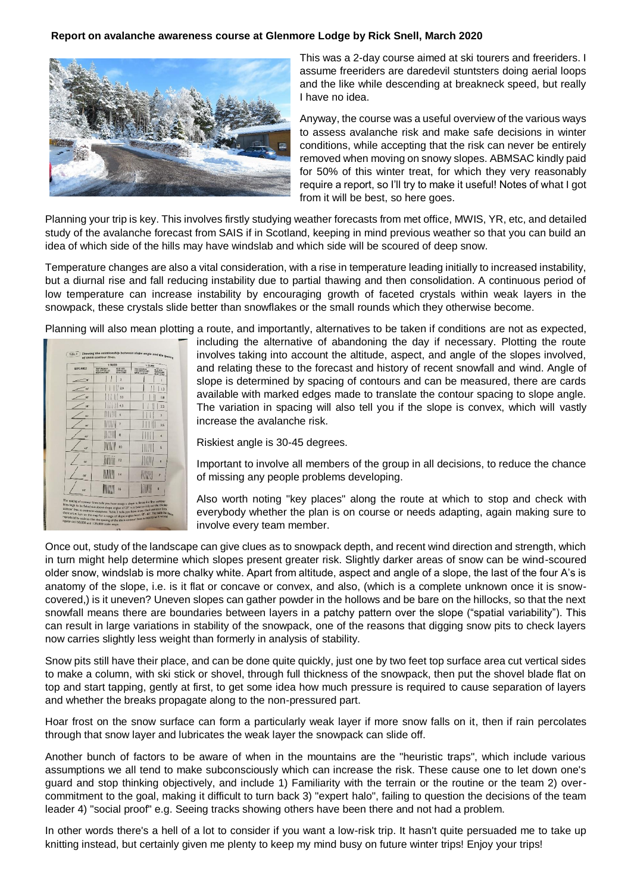**Report on avalanche awareness course at Glenmore Lodge by Rick Snell, March 2020**

This was a 2-day course aimed at ski tourers and freeriders. I assume freeriders are daredevil stuntsters doing aerial loops and the like while descending at breakneck speed, but really I have no idea.

Anyway, the course was a useful overview of the various ways to assess avalanche risk and make safe decisions in winter conditions, while accepting that the risk can never be entirely removed when moving on snowy slopes. ABMSAC kindly paid for 50% of this winter treat, for which they very reasonably require a report, so I'll try to make it useful! Notes of what I got from it will be best, so here goes.

Planning your trip is key. This involves firstly studying weather forecasts from met office, MWIS, YR, etc, and detailed study of the avalanche forecast from SAIS if in Scotland, keeping in mind previous weather so that you can build an idea of which side of the hills may have windslab and which side will be scoured of deep snow.

Temperature changes are also a vital consideration, with a rise in temperature leading initially to increased instability, but a diurnal rise and fall reducing instability due to partial thawing and then consolidation. A continuous period of low temperature can increase instability by encouraging growth of faceted crystals within weak layers in the snowpack, these crystals slide better than snowflakes or the small rounds which they otherwise become.

Planning will also mean plotting a route, and importantly, alternatives to be taken if conditions are not as expected, including the alternative of abandoning the day if necessary. Plotting the route involves taking into account the altitude, aspect, and angle of the slopes involved, and relating these to the forecast and history of recent snowfall and wind. Angle of slope is determined by spacing of contours and can be measured, there are cards available with marked edges made to translate the contour spacing to slope angle. The variation in spacing will also tell you if the slope is convex, which will vastly increase the avalanche risk.

Riskiest angle is 30-45 degrees.

Important to involve all members of the group in all decisions, to reduce the chance of missing any people problems developing.

Also worth noting "key places" along the route at which to stop and check with everybody whether the plan is on course or needs adapting, again making sure to involve every team member.

Once out, study of the landscape can give clues as to snowpack depth, and recent wind direction and strength, which in turn might help determine which slopes present greater risk. Slightly darker areas of snow can be wind-scoured older snow, windslab is more chalky white. Apart from altitude, aspect and angle of a slope, the last of the four A's is anatomy of the slope, i.e. is it flat or concave or convex, and also, (which is a complete unknown once it is snow-covered,) is it uneven? Uneven slopes can gather powder in the hollows and be bare on the hillocks, so that the next snowfall means there are boundaries between layers in a patchy pattern over the slope ("spatial variability"). This can result in large variations in stability of the snowpack, one of the reasons that digging snow pits to check layers now carries slightly less weight than formerly in analysis of stability.

Snow pits still have their place, and can be done quite quickly, just one by two feet top surface area cut vertical sides to make a column, with ski stick or shovel, through full thickness of the snowpack, then put the shovel blade flat on top and start tapping, gently at first, to get some idea how much pressure is required to cause separation of layers and whether the breaks propagate along to the non-pressured part.

Hoar frost on the snow surface can form a particularly weak layer if more snow falls on it, then if rain percolates through that snow layer and lubricates the weak layer the snowpack can slide off.

Another bunch of factors to be aware of when in the mountains are the "heuristic traps", which include various assumptions we all tend to make subconsciously which can increase the risk. These cause one to let down one's guard and stop thinking objectively, and include 1) Familiarity with the terrain or the routine or the team 2) over-commitment to the goal, making it difficult to turn back 3) "expert halo", failing to question the decisions of the team leader 4) "social proof" e.g. Seeing tracks showing others have been there and not had a problem.

In other words there's a hell of a lot to consider if you want a low-risk trip. It hasn't quite persuaded me to take up knitting instead, but certainly given me plenty to keep my mind busy on future winter trips! Enjoy your trips!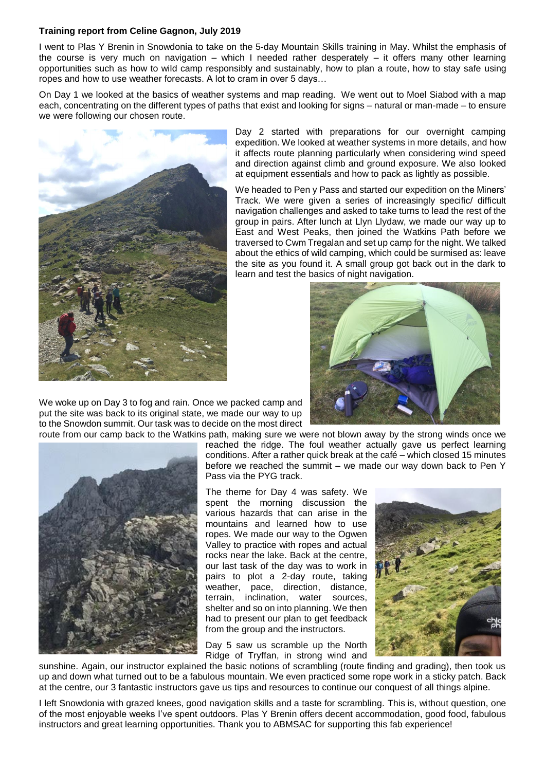**Training report from Celine Gagnon, July 2019**

I went to Plas Y Brenin in Snowdonia to take on the 5-day Mountain Skills training in May. Whilst the emphasis of the course is very much on navigation – which I needed rather desperately – it offers many other learning opportunities such as how to wild camp responsibly and sustainably, how to plan a route, how to stay safe using ropes and how to use weather forecasts. A lot to cram in over 5 days…

On Day 1 we looked at the basics of weather systems and map reading. We went out to Moel Siabod with a map each, concentrating on the different types of paths that exist and looking for signs – natural or man-made – to ensure we were following our chosen route.

Day 2 started with preparations for our overnight camping expedition. We looked at weather systems in more details, and how it affects route planning particularly when considering wind speed and direction against climb and ground exposure. We also looked at equipment essentials and how to pack as lightly as possible.

We headed to Pen y Pass and started our expedition on the Miners' Track. We were given a series of increasingly specific/ difficult navigation challenges and asked to take turns to lead the rest of the group in pairs. After lunch at Llyn Llydaw, we made our way up to East and West Peaks, then joined the Watkins Path before we traversed to Cwm Tregalan and set up camp for the night. We talked about the ethics of wild camping, which could be surmised as: leave the site as you found it. A small group got back out in the dark to learn and test the basics of night navigation.

We woke up on Day 3 to fog and rain. Once we packed camp and put the site was back to its original state, we made our way to up to the Snowdon summit. Our task was to decide on the most direct route from our camp back to the Watkins path, making sure we were not blown away by the strong winds once we reached the ridge. The foul weather actually gave us perfect learning conditions. After a rather quick break at the café – which closed 15 minutes before we reached the summit – we made our way down back to Pen Y Pass via the PYG track.

The theme for Day 4 was safety. We spent the morning discussion the various hazards that can arise in the mountains and learned how to use ropes. We made our way to the Ogwen Valley to practice with ropes and actual rocks near the lake. Back at the centre, our last task of the day was to work in pairs to plot a 2-day route, taking weather, pace, direction, distance, terrain, inclination, water sources, shelter and so on into planning. We then had to present our plan to get feedback from the group and the instructors.

Day 5 saw us scramble up the North Ridge of Tryffan, in strong wind and sunshine. Again, our instructor explained the basic notions of scrambling (route finding and grading), then took us up and down what turned out to be a fabulous mountain. We even practiced some rope work in a sticky patch. Back at the centre, our 3 fantastic instructors gave us tips and resources to continue our conquest of all things alpine.

I left Snowdonia with grazed knees, good navigation skills and a taste for scrambling. This is, without question, one of the most enjoyable weeks I've spent outdoors. Plas Y Brenin offers decent accommodation, good food, fabulous instructors and great learning opportunities. Thank you to ABMSAC for supporting this fab experience!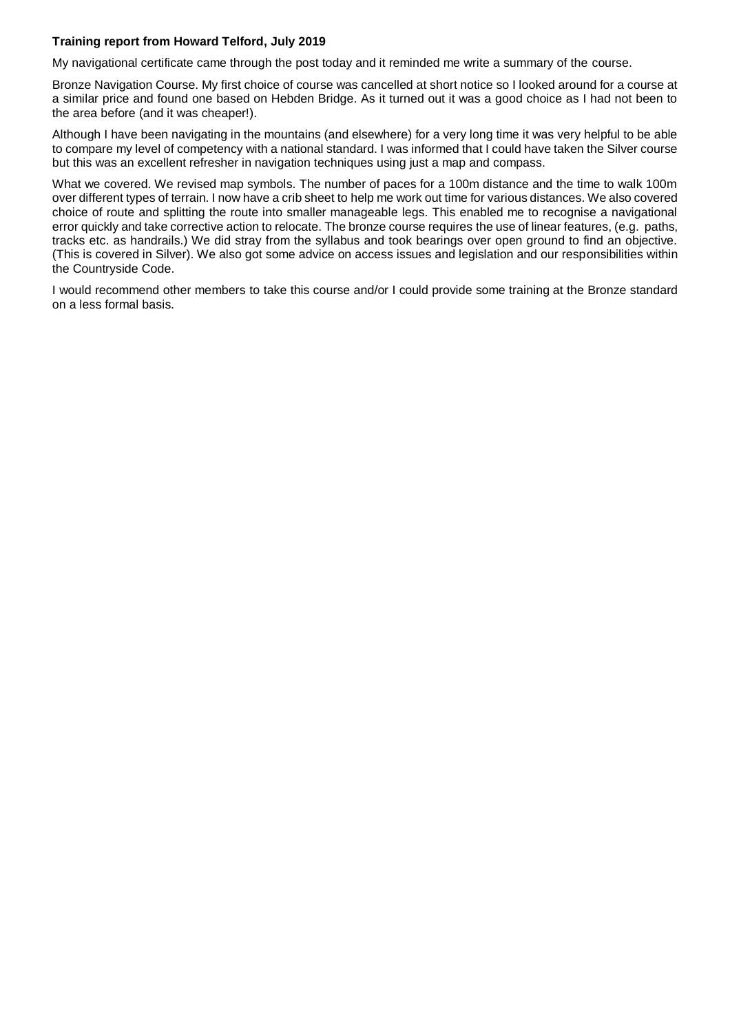**Training report from Howard Telford, July 2019**

My navigational certificate came through the post today and it reminded me write a summary of the course.

Bronze Navigation Course. My first choice of course was cancelled at short notice so I looked around for a course at a similar price and found one based on Hebden Bridge. As it turned out it was a good choice as I had not been to the area before (and it was cheaper!).

Although I have been navigating in the mountains (and elsewhere) for a very long time it was very helpful to be able to compare my level of competency with a national standard. I was informed that I could have taken the Silver course but this was an excellent refresher in navigation techniques using just a map and compass.

What we covered. We revised map symbols. The number of paces for a 100m distance and the time to walk 100m over different types of terrain. I now have a crib sheet to help me work out time for various distances. We also covered choice of route and splitting the route into smaller manageable legs. This enabled me to recognise a navigational error quickly and take corrective action to relocate. The bronze course requires the use of linear features, (e.g. paths, tracks etc. as handrails.) We did stray from the syllabus and took bearings over open ground to find an objective. (This is covered in Silver). We also got some advice on access issues and legislation and our responsibilities within the Countryside Code.

I would recommend other members to take this course and/or I could provide some training at the Bronze standard on a less formal basis.